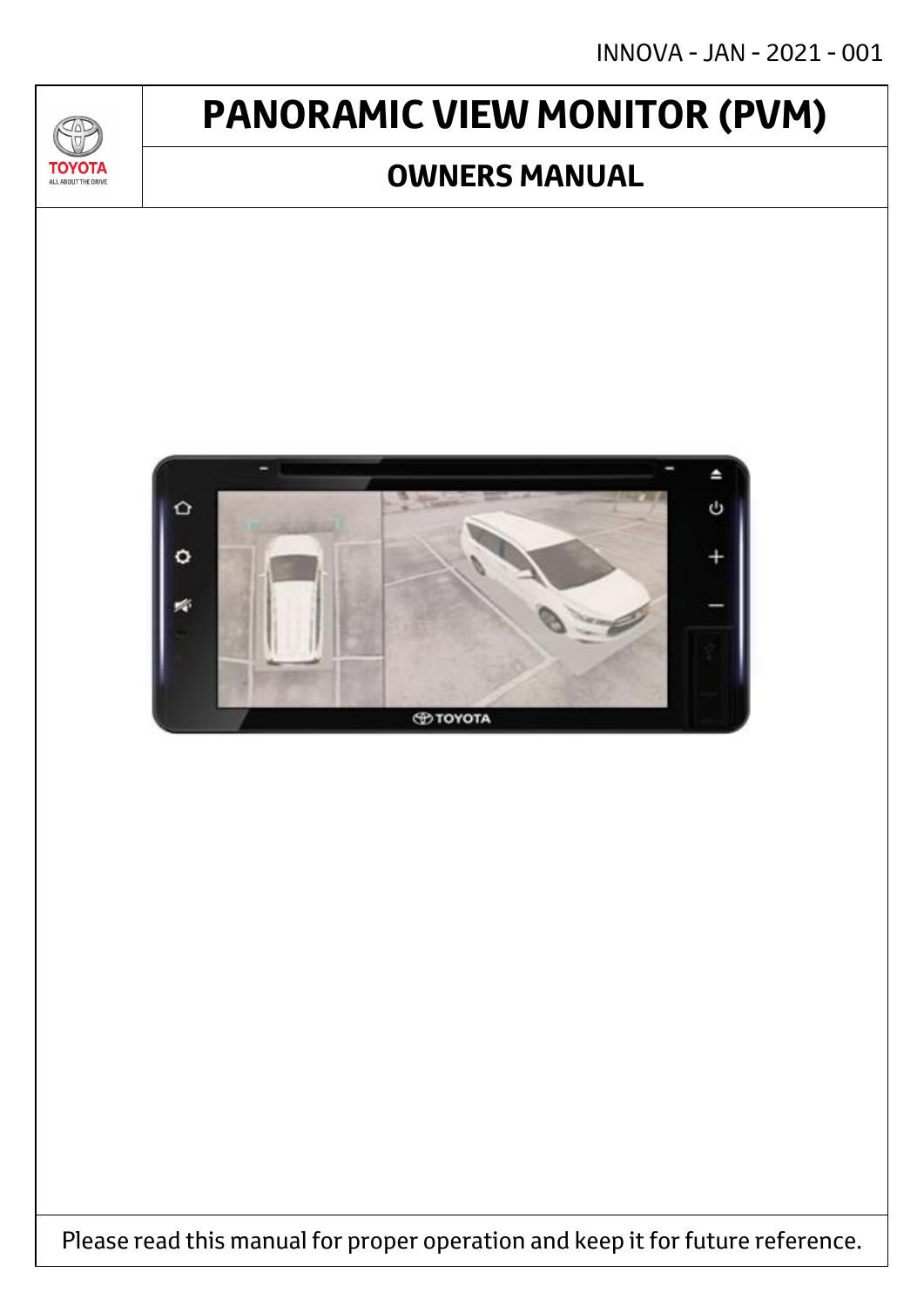INNOVA - JAN - 2021 - 001

# PANORAMIC VIEW MONITOR (PVM)

## OWNERS MANUAL

Please read this manual for proper operation and keep it for future reference.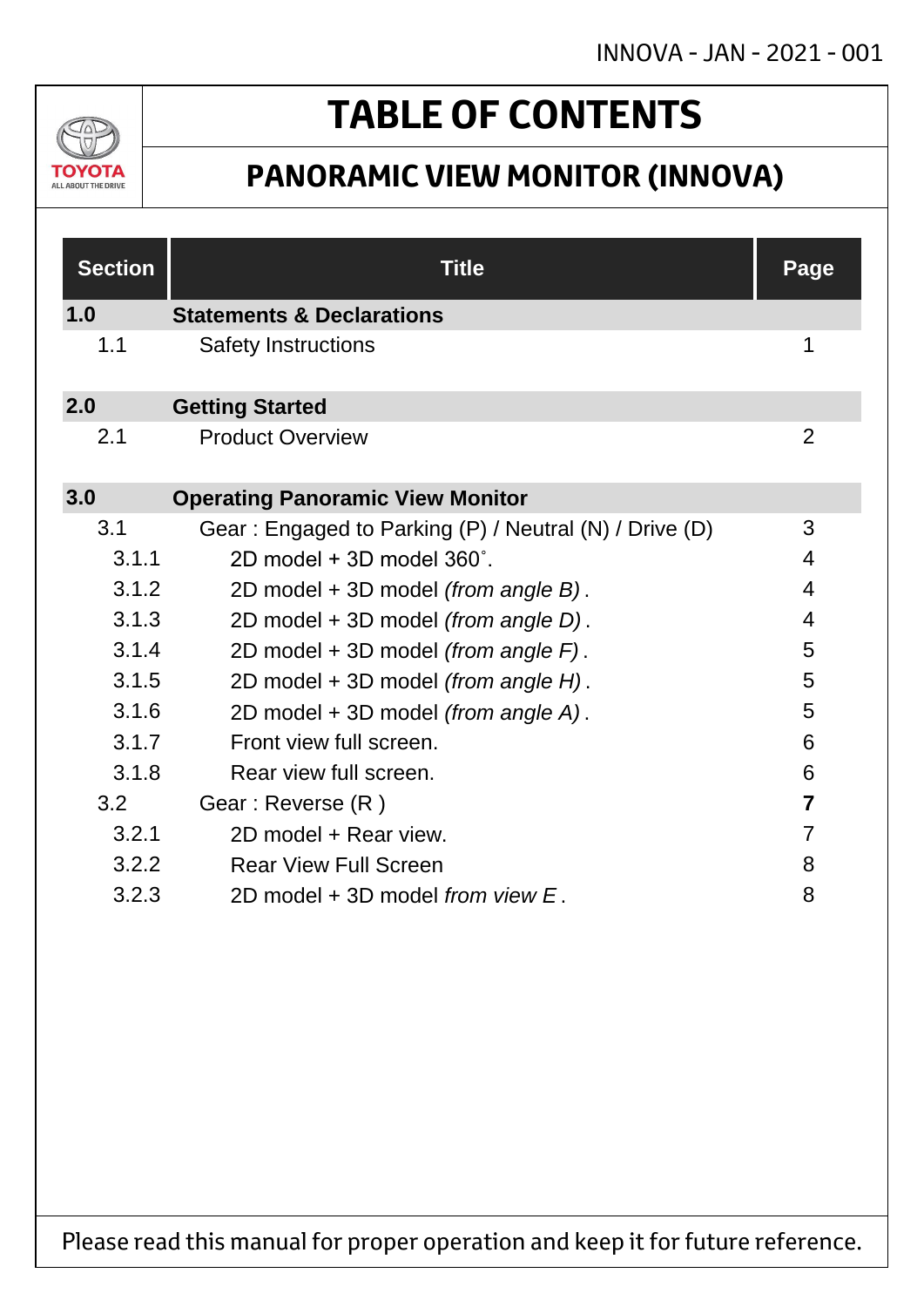INNOVA - JAN - 2021 - 001

# TABLE OF CONTENTS

## PANORAMIC VIEW MONITOR (INNOVA)

| Section | Title | Page |
|---|---|---|
| **1.0** | **Statements & Declarations** | |
| 1.1 | Safety Instructions | 1 |
| **2.0** | **Getting Started** | |
| 2.1 | Product Overview | 2 |
| **3.0** | **Operating Panoramic View Monitor** | |
| 3.1 | Gear : Engaged to Parking (P) / Neutral (N) / Drive (D) | 3 |
| 3.1.1 | 2D model + 3D model 360˚. | 4 |
| 3.1.2 | 2D model + 3D model *(from angle B)* . | 4 |
| 3.1.3 | 2D model + 3D model *(from angle D)* . | 4 |
| 3.1.4 | 2D model + 3D model *(from angle F)* . | 5 |
| 3.1.5 | 2D model + 3D model *(from angle H)* . | 5 |
| 3.1.6 | 2D model + 3D model *(from angle A)* . | 5 |
| 3.1.7 | Front view full screen. | 6 |
| 3.1.8 | Rear view full screen. | 6 |
| 3.2 | Gear : Reverse (R ) | **7** |
| 3.2.1 | 2D model + Rear view. | 7 |
| 3.2.2 | Rear View Full Screen | 8 |
| 3.2.3 | 2D model + 3D model *from view E* . | 8 |

Please read this manual for proper operation and keep it for future reference.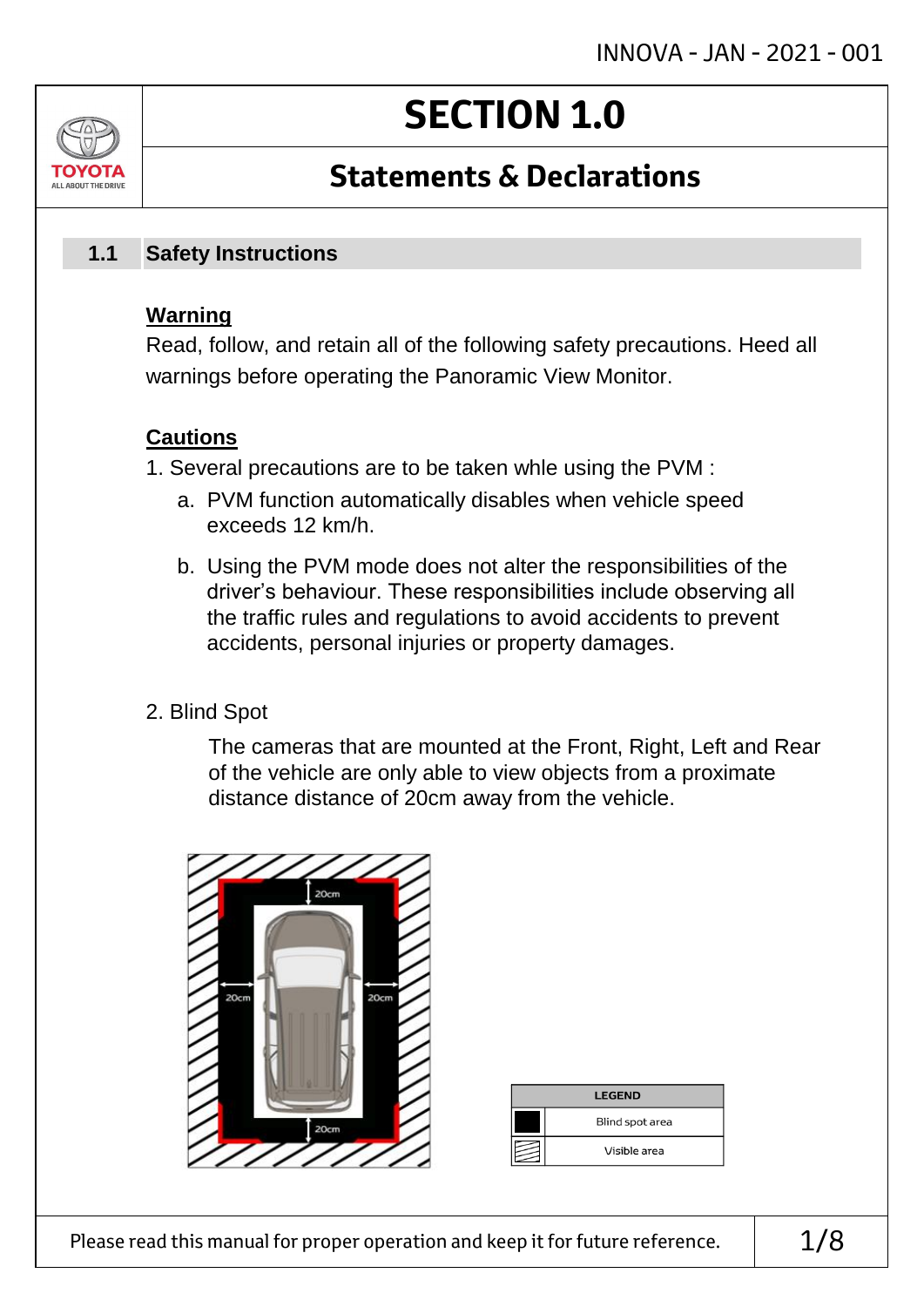# SECTION 1.0

## Statements & Declarations

### 1.1 Safety Instructions

**Warning**

Read, follow, and retain all of the following safety precautions. Heed all warnings before operating the Panoramic View Monitor.

**Cautions**

1. Several precautions are to be taken whle using the PVM :
   a. PVM function automatically disables when vehicle speed exceeds 12 km/h.
   b. Using the PVM mode does not alter the responsibilities of the driver's behaviour. These responsibilities include observing all the traffic rules and regulations to avoid accidents to prevent accidents, personal injuries or property damages.

2. Blind Spot

   The cameras that are mounted at the Front, Right, Left and Rear of the vehicle are only able to view objects from a proximate distance distance of 20cm away from the vehicle.

| LEGEND | |
|---|---|
| ■ | Blind spot area |
| ▨ | Visible area |

Please read this manual for proper operation and keep it for future reference.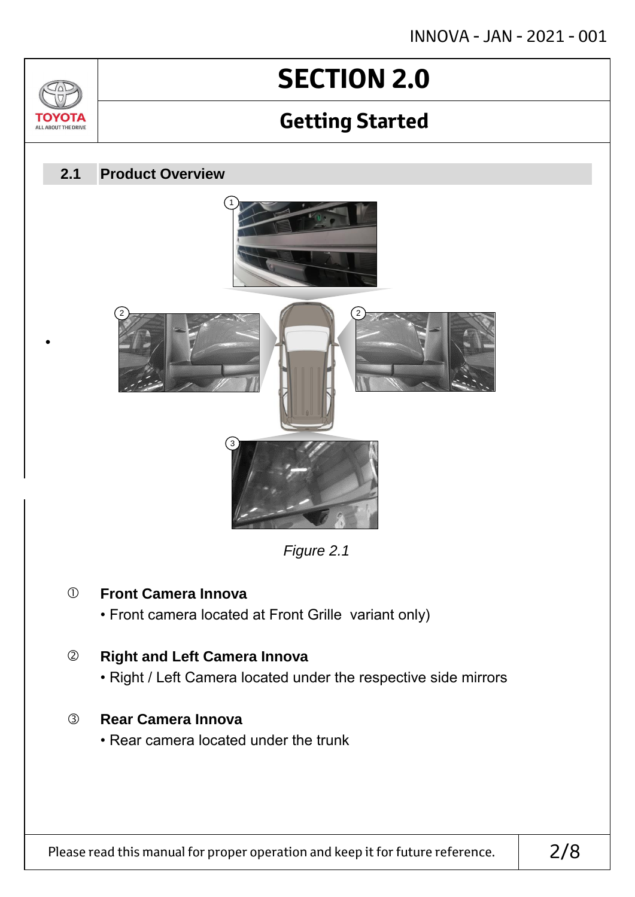# SECTION 2.0

## Getting Started

### 2.1 Product Overview

*Figure 2.1*

① **Front Camera Innova**

- Front camera located at Front Grille  variant only)

② **Right and Left Camera Innova**

- Right / Left Camera located under the respective side mirrors

③ **Rear Camera Innova**

- Rear camera located under the trunk

Please read this manual for proper operation and keep it for future reference.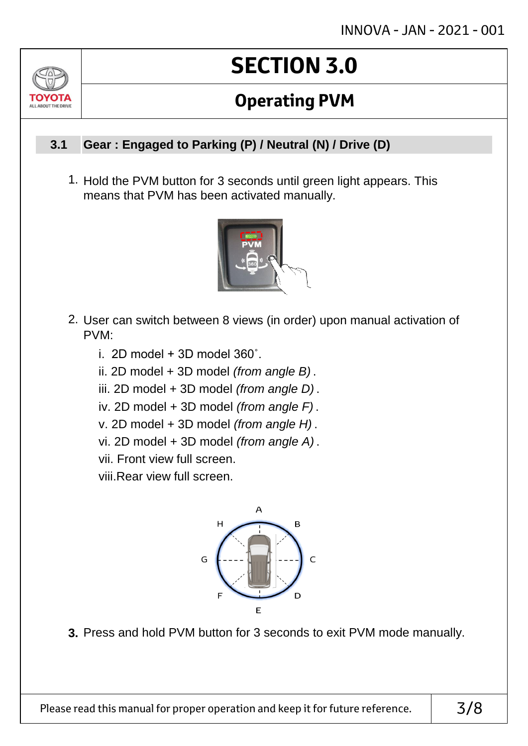# SECTION 3.0

## Operating PVM

### 3.1 Gear : Engaged to Parking (P) / Neutral (N) / Drive (D)

1. Hold the PVM button for 3 seconds until green light appears. This means that PVM has been activated manually.

2. User can switch between 8 views (in order) upon manual activation of PVM:

   i. 2D model + 3D model 360˚.
   ii. 2D model + 3D model *(from angle B)* .
   iii. 2D model + 3D model *(from angle D)* .
   iv. 2D model + 3D model *(from angle F)* .
   v. 2D model + 3D model *(from angle H)* .
   vi. 2D model + 3D model *(from angle A)* .
   vii. Front view full screen.
   viii.Rear view full screen.

3. Press and hold PVM button for 3 seconds to exit PVM mode manually.

Please read this manual for proper operation and keep it for future reference.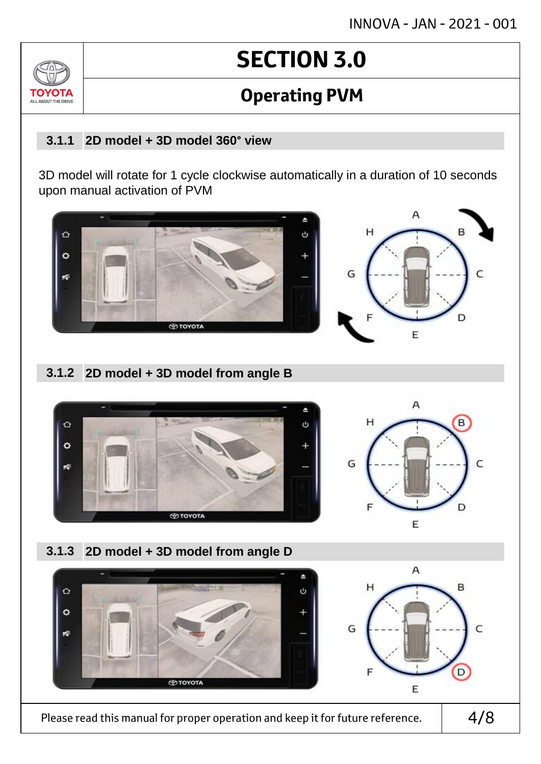# SECTION 3.0

## Operating PVM

### 3.1.1 2D model + 3D model 360° view

3D model will rotate for 1 cycle clockwise automatically in a duration of 10 seconds upon manual activation of PVM

### 3.1.2 2D model + 3D model from angle B

### 3.1.3 2D model + 3D model from angle D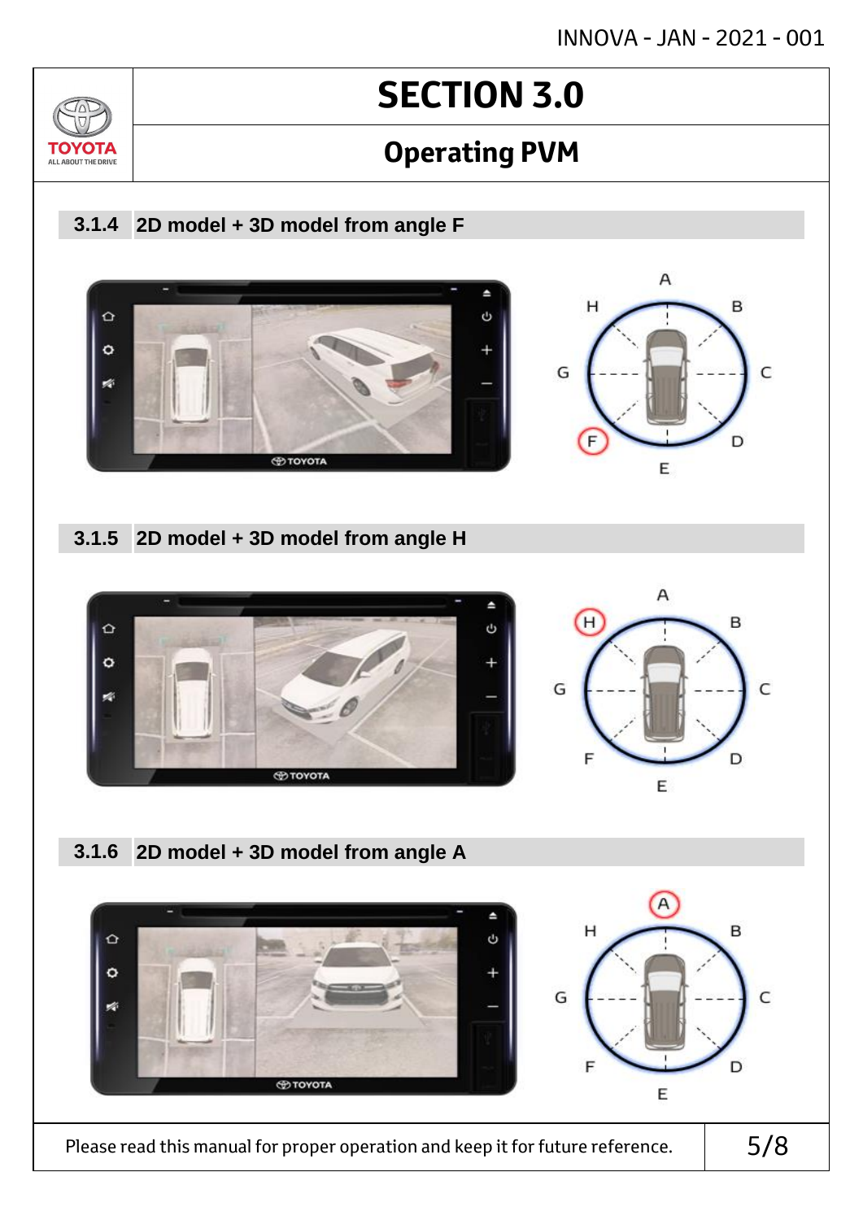# SECTION 3.0

## Operating PVM

### 3.1.4 2D model + 3D model from angle F

### 3.1.5 2D model + 3D model from angle H

### 3.1.6 2D model + 3D model from angle A

Please read this manual for proper operation and keep it for future reference.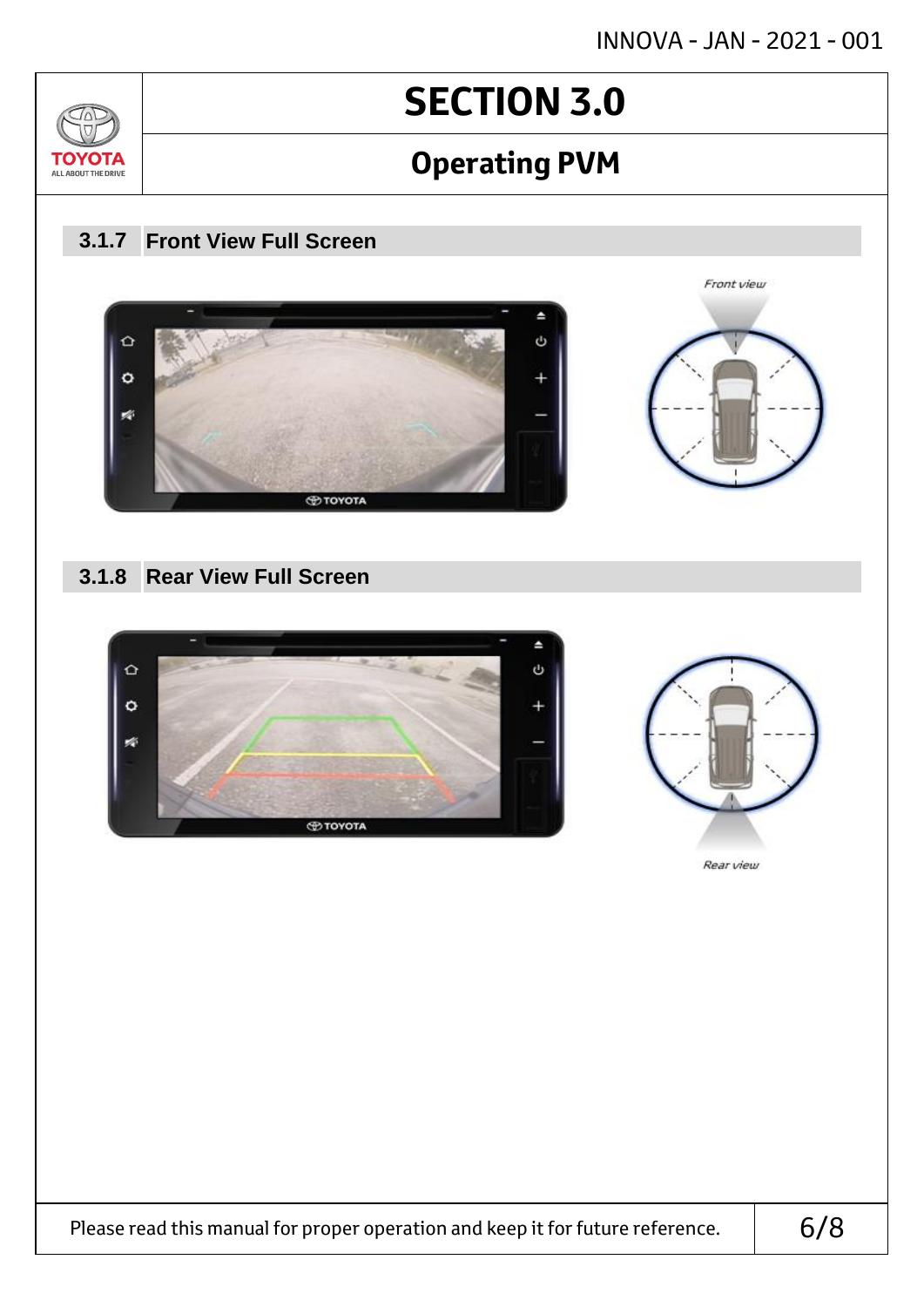# SECTION 3.0

## Operating PVM

### 3.1.7 Front View Full Screen

Front view

### 3.1.8 Rear View Full Screen

Rear view

Please read this manual for proper operation and keep it for future reference.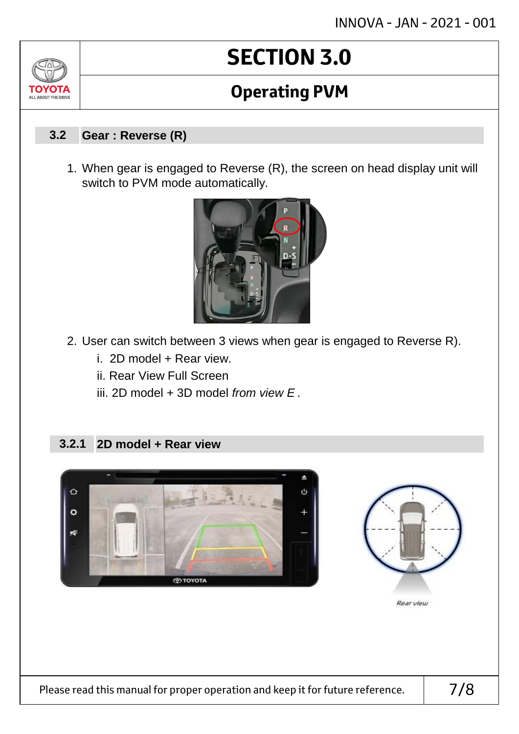# SECTION 3.0

## Operating PVM

### 3.2 Gear : Reverse (R)

1. When gear is engaged to Reverse (R), the screen on head display unit will switch to PVM mode automatically.

2. User can switch between 3 views when gear is engaged to Reverse R).
   i. 2D model + Rear view.
   ii. Rear View Full Screen
   iii. 2D model + 3D model *from view E* .

#### 3.2.1 2D model + Rear view

Rear view

Please read this manual for proper operation and keep it for future reference.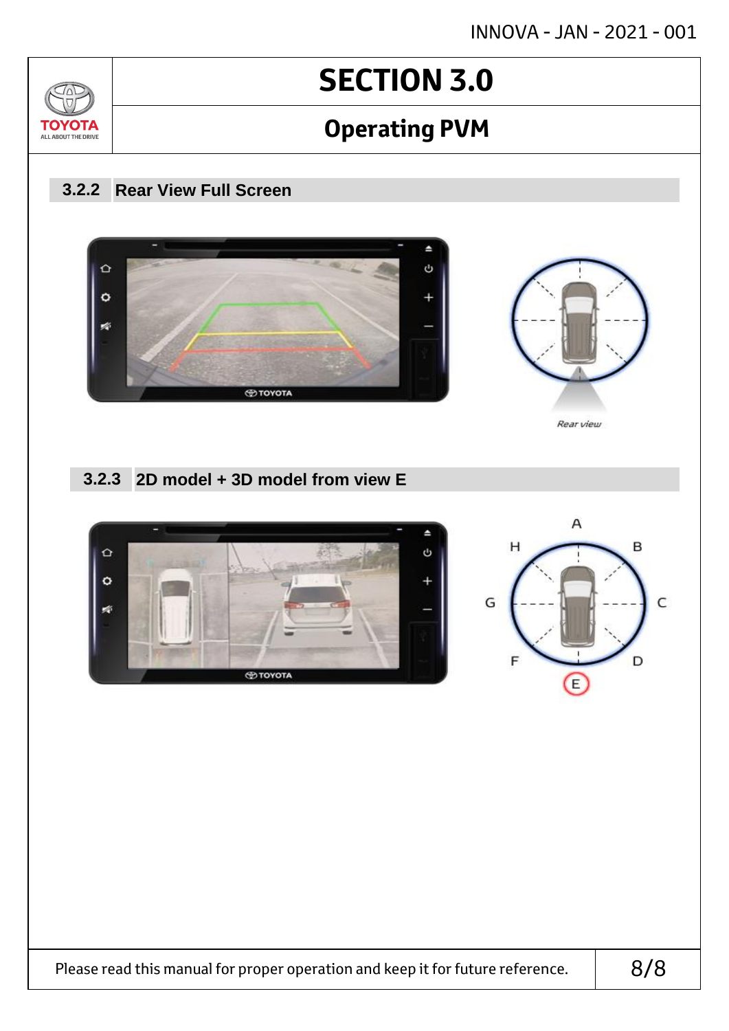# SECTION 3.0

## Operating PVM

### 3.2.2 Rear View Full Screen

Rear view

### 3.2.3 2D model + 3D model from view E

A
H
B
G
C
F
D
E

Please read this manual for proper operation and keep it for future reference.